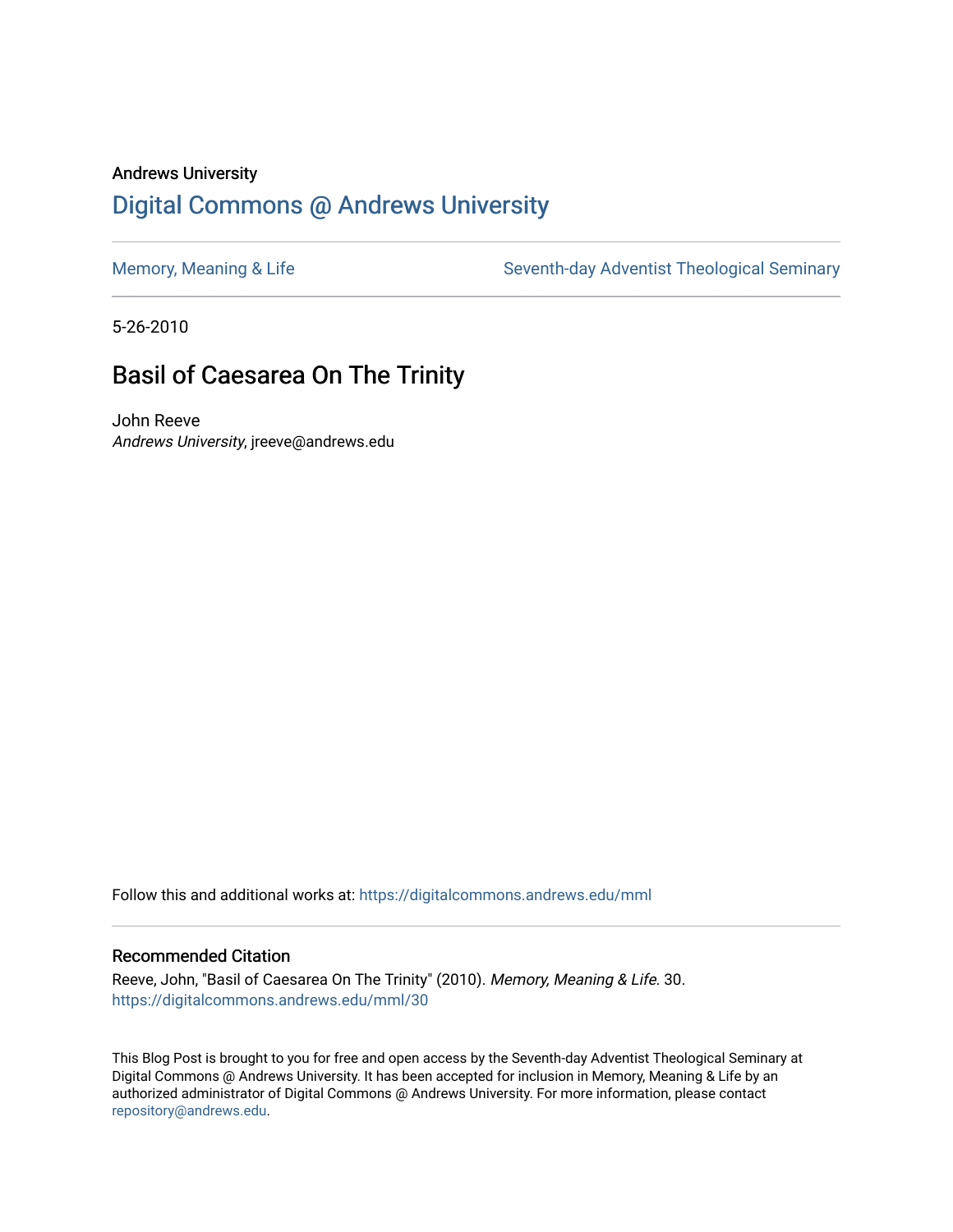Andrews University

# Digital Commons @ Andrews University

Memory, Meaning & Life

Seventh-day Adventist Theological Seminary

5-26-2010

## Basil of Caesarea On The Trinity

John Reeve
*Andrews University*, jreeve@andrews.edu

Follow this and additional works at: https://digitalcommons.andrews.edu/mml

### Recommended Citation

Reeve, John, "Basil of Caesarea On The Trinity" (2010). *Memory, Meaning & Life*. 30.
https://digitalcommons.andrews.edu/mml/30

This Blog Post is brought to you for free and open access by the Seventh-day Adventist Theological Seminary at Digital Commons @ Andrews University. It has been accepted for inclusion in Memory, Meaning & Life by an authorized administrator of Digital Commons @ Andrews University. For more information, please contact repository@andrews.edu.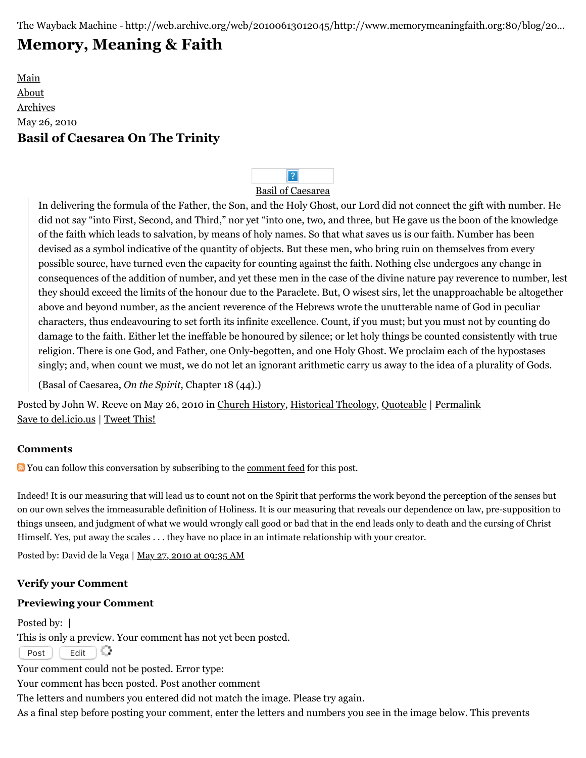# Memory, Meaning & Faith

Main
About
Archives

May 26, 2010

## Basil of Caesarea On The Trinity

Basil of Caesarea

> In delivering the formula of the Father, the Son, and the Holy Ghost, our Lord did not connect the gift with number. He did not say "into First, Second, and Third," nor yet "into one, two, and three, but He gave us the boon of the knowledge of the faith which leads to salvation, by means of holy names. So that what saves us is our faith. Number has been devised as a symbol indicative of the quantity of objects. But these men, who bring ruin on themselves from every possible source, have turned even the capacity for counting against the faith. Nothing else undergoes any change in consequences of the addition of number, and yet these men in the case of the divine nature pay reverence to number, lest they should exceed the limits of the honour due to the Paraclete. But, O wisest sirs, let the unapproachable be altogether above and beyond number, as the ancient reverence of the Hebrews wrote the unutterable name of God in peculiar characters, thus endeavouring to set forth its infinite excellence. Count, if you must; but you must not by counting do damage to the faith. Either let the ineffable be honoured by silence; or let holy things be counted consistently with true religion. There is one God, and Father, one Only-begotten, and one Holy Ghost. We proclaim each of the hypostases singly; and, when count we must, we do not let an ignorant arithmetic carry us away to the idea of a plurality of Gods.
>
> (Basal of Caesarea, *On the Spirit*, Chapter 18 (44).)

Posted by John W. Reeve on May 26, 2010 in Church History, Historical Theology, Quoteable | Permalink
Save to del.icio.us | Tweet This!

### Comments

You can follow this conversation by subscribing to the comment feed for this post.

Indeed! It is our measuring that will lead us to count not on the Spirit that performs the work beyond the perception of the senses but on our own selves the immeasurable definition of Holiness. It is our measuring that reveals our dependence on law, pre-supposition to things unseen, and judgment of what we would wrongly call good or bad that in the end leads only to death and the cursing of Christ Himself. Yes, put away the scales . . . they have no place in an intimate relationship with your creator.

Posted by: David de la Vega | May 27, 2010 at 09:35 AM

### Verify your Comment

### Previewing your Comment

Posted by: |

This is only a preview. Your comment has not yet been posted.

Post Edit

Your comment could not be posted. Error type:

Your comment has been posted. Post another comment

The letters and numbers you entered did not match the image. Please try again.

As a final step before posting your comment, enter the letters and numbers you see in the image below. This prevents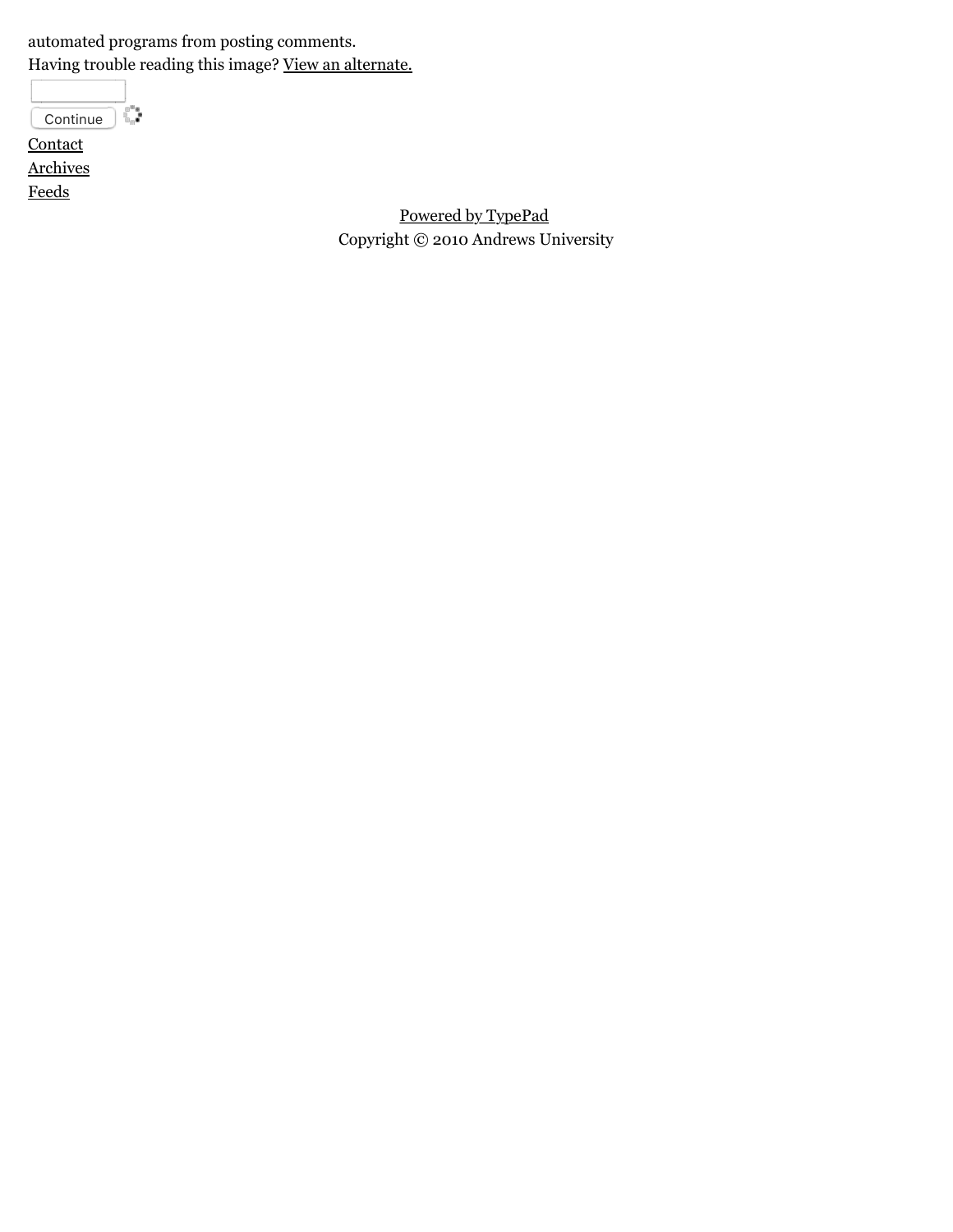automated programs from posting comments.
Having trouble reading this image? View an alternate.

Continue

Contact
Archives
Feeds

Powered by TypePad
Copyright © 2010 Andrews University